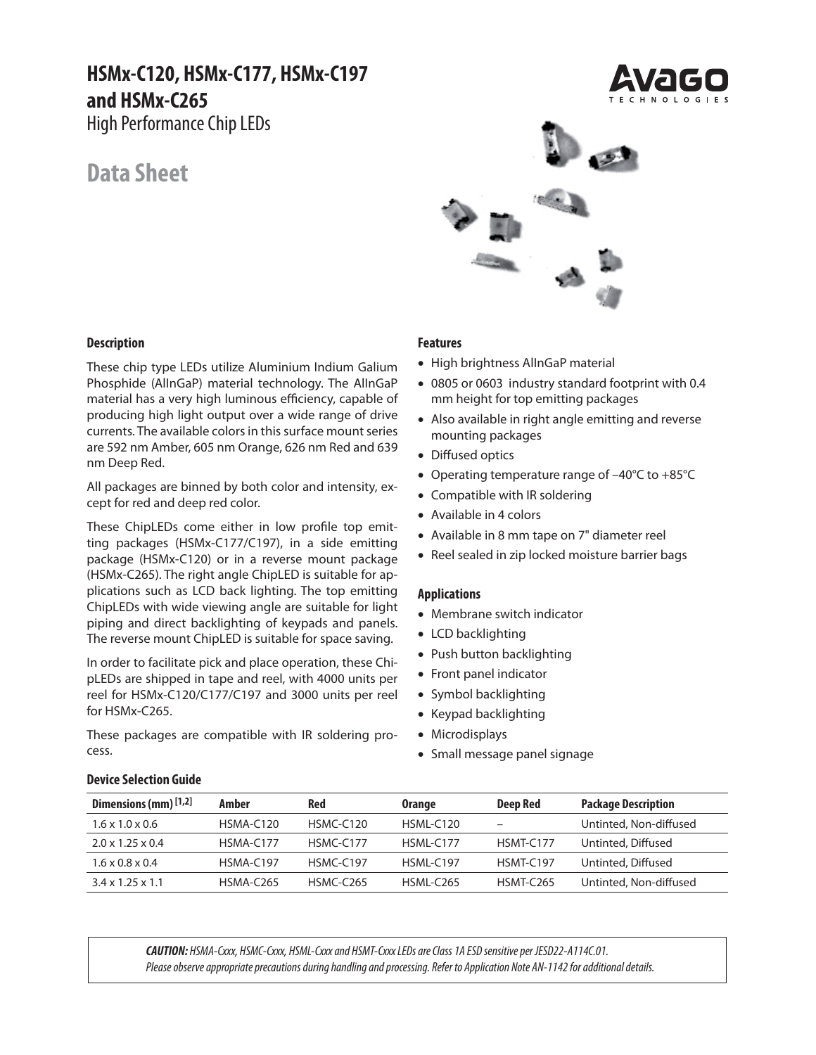# HSMx-C120, HSMx-C177, HSMx-C197 and HSMx-C265

High Performance Chip LEDs

## Data Sheet

### Description

These chip type LEDs utilize Aluminium Indium Galium Phosphide (AlInGaP) material technology. The AlInGaP material has a very high luminous efficiency, capable of producing high light output over a wide range of drive currents. The available colors in this surface mount series are 592 nm Amber, 605 nm Orange, 626 nm Red and 639 nm Deep Red.

All packages are binned by both color and intensity, except for red and deep red color.

These ChipLEDs come either in low profile top emitting packages (HSMx-C177/C197), in a side emitting package (HSMx-C120) or in a reverse mount package (HSMx-C265). The right angle ChipLED is suitable for applications such as LCD back lighting. The top emitting ChipLEDs with wide viewing angle are suitable for light piping and direct backlighting of keypads and panels. The reverse mount ChipLED is suitable for space saving.

In order to facilitate pick and place operation, these ChipLEDs are shipped in tape and reel, with 4000 units per reel for HSMx-C120/C177/C197 and 3000 units per reel for HSMx-C265.

These packages are compatible with IR soldering process.

### Features

- High brightness AlInGaP material
- 0805 or 0603 industry standard footprint with 0.4 mm height for top emitting packages
- Also available in right angle emitting and reverse mounting packages
- Diffused optics
- Operating temperature range of –40°C to +85°C
- Compatible with IR soldering
- Available in 4 colors
- Available in 8 mm tape on 7" diameter reel
- Reel sealed in zip locked moisture barrier bags

### Applications

- Membrane switch indicator
- LCD backlighting
- Push button backlighting
- Front panel indicator
- Symbol backlighting
- Keypad backlighting
- Microdisplays
- Small message panel signage

### Device Selection Guide

| Dimensions (mm) [1,2] | Amber | Red | Orange | Deep Red | Package Description |
|---|---|---|---|---|---|
| 1.6 x 1.0 x 0.6 | HSMA-C120 | HSMC-C120 | HSML-C120 | – | Untinted, Non-diffused |
| 2.0 x 1.25 x 0.4 | HSMA-C177 | HSMC-C177 | HSML-C177 | HSMT-C177 | Untinted, Diffused |
| 1.6 x 0.8 x 0.4 | HSMA-C197 | HSMC-C197 | HSML-C197 | HSMT-C197 | Untinted, Diffused |
| 3.4 x 1.25 x 1.1 | HSMA-C265 | HSMC-C265 | HSML-C265 | HSMT-C265 | Untinted, Non-diffused |

***CAUTION:*** *HSMA-Cxxx, HSMC-Cxxx, HSML-Cxxx and HSMT-Cxxx LEDs are Class 1A ESD sensitive per JESD22-A114C.01. Please observe appropriate precautions during handling and processing. Refer to Application Note AN-1142 for additional details.*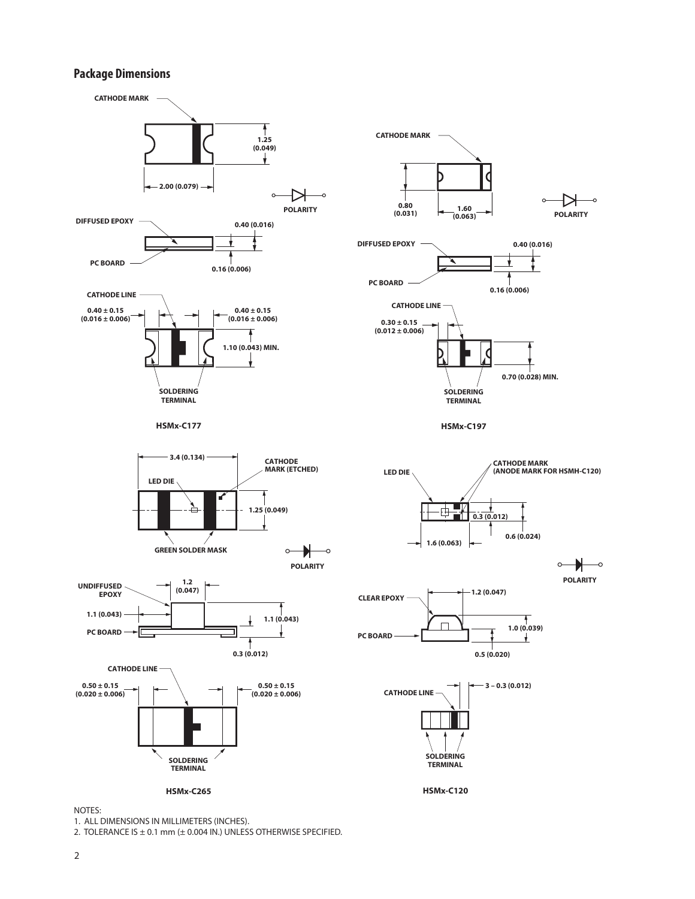## Package Dimensions

CATHODE MARK

1.25 (0.049)

2.00 (0.079)

POLARITY

DIFFUSED EPOXY

0.40 (0.016)

PC BOARD

0.16 (0.006)

CATHODE LINE

0.40 ± 0.15 (0.016 ± 0.006)

0.40 ± 0.15 (0.016 ± 0.006)

1.10 (0.043) MIN.

SOLDERING TERMINAL

**HSMx-C177**

CATHODE MARK

0.80 (0.031)

1.60 (0.063)

POLARITY

DIFFUSED EPOXY

0.40 (0.016)

PC BOARD

0.16 (0.006)

CATHODE LINE

0.30 ± 0.15 (0.012 ± 0.006)

0.70 (0.028) MIN.

SOLDERING TERMINAL

**HSMx-C197**

3.4 (0.134)

CATHODE MARK (ETCHED)

LED DIE

1.25 (0.049)

GREEN SOLDER MASK

POLARITY

UNDIFFUSED EPOXY

1.2 (0.047)

1.1 (0.043)

1.1 (0.043)

PC BOARD

0.3 (0.012)

CATHODE LINE

0.50 ± 0.15 (0.020 ± 0.006)

0.50 ± 0.15 (0.020 ± 0.006)

SOLDERING TERMINAL

**HSMx-C265**

LED DIE

CATHODE MARK (ANODE MARK FOR HSMH-C120)

0.3 (0.012)

0.6 (0.024)

1.6 (0.063)

POLARITY

CLEAR EPOXY

1.2 (0.047)

PC BOARD

1.0 (0.039)

0.5 (0.020)

CATHODE LINE

3 – 0.3 (0.012)

SOLDERING TERMINAL

**HSMx-C120**

NOTES:

1. ALL DIMENSIONS IN MILLIMETERS (INCHES).
2. TOLERANCE IS ± 0.1 mm (± 0.004 IN.) UNLESS OTHERWISE SPECIFIED.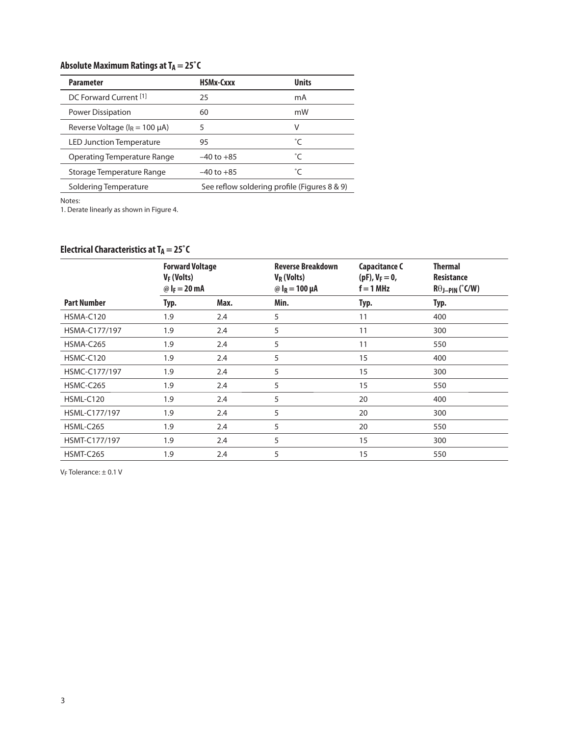## Absolute Maximum Ratings at $T_A = 25^\circ C$

| Parameter | HSMx-Cxxx | Units |
|---|---|---|
| DC Forward Current [1] | 25 | mA |
| Power Dissipation | 60 | mW |
| Reverse Voltage ($I_R$ = 100 µA) | 5 | V |
| LED Junction Temperature | 95 | ˚C |
| Operating Temperature Range | –40 to +85 | ˚C |
| Storage Temperature Range | –40 to +85 | ˚C |
| Soldering Temperature | See reflow soldering profile (Figures 8 & 9) | |

Notes:
1. Derate linearly as shown in Figure 4.

## Electrical Characteristics at $T_A = 25^\circ C$

| | Forward Voltage $V_F$ (Volts) @ $I_F$ = 20 mA | | Reverse Breakdown $V_R$ (Volts) @ $I_R$ = 100 µA | Capacitance C (pF), $V_F$ = 0, f = 1 MHz | Thermal Resistance $R\theta_{J-PIN}$ (˚C/W) |
|---|---|---|---|---|---|
| **Part Number** | **Typ.** | **Max.** | **Min.** | **Typ.** | **Typ.** |
| HSMA-C120 | 1.9 | 2.4 | 5 | 11 | 400 |
| HSMA-C177/197 | 1.9 | 2.4 | 5 | 11 | 300 |
| HSMA-C265 | 1.9 | 2.4 | 5 | 11 | 550 |
| HSMC-C120 | 1.9 | 2.4 | 5 | 15 | 400 |
| HSMC-C177/197 | 1.9 | 2.4 | 5 | 15 | 300 |
| HSMC-C265 | 1.9 | 2.4 | 5 | 15 | 550 |
| HSML-C120 | 1.9 | 2.4 | 5 | 20 | 400 |
| HSML-C177/197 | 1.9 | 2.4 | 5 | 20 | 300 |
| HSML-C265 | 1.9 | 2.4 | 5 | 20 | 550 |
| HSMT-C177/197 | 1.9 | 2.4 | 5 | 15 | 300 |
| HSMT-C265 | 1.9 | 2.4 | 5 | 15 | 550 |

$V_F$ Tolerance: ± 0.1 V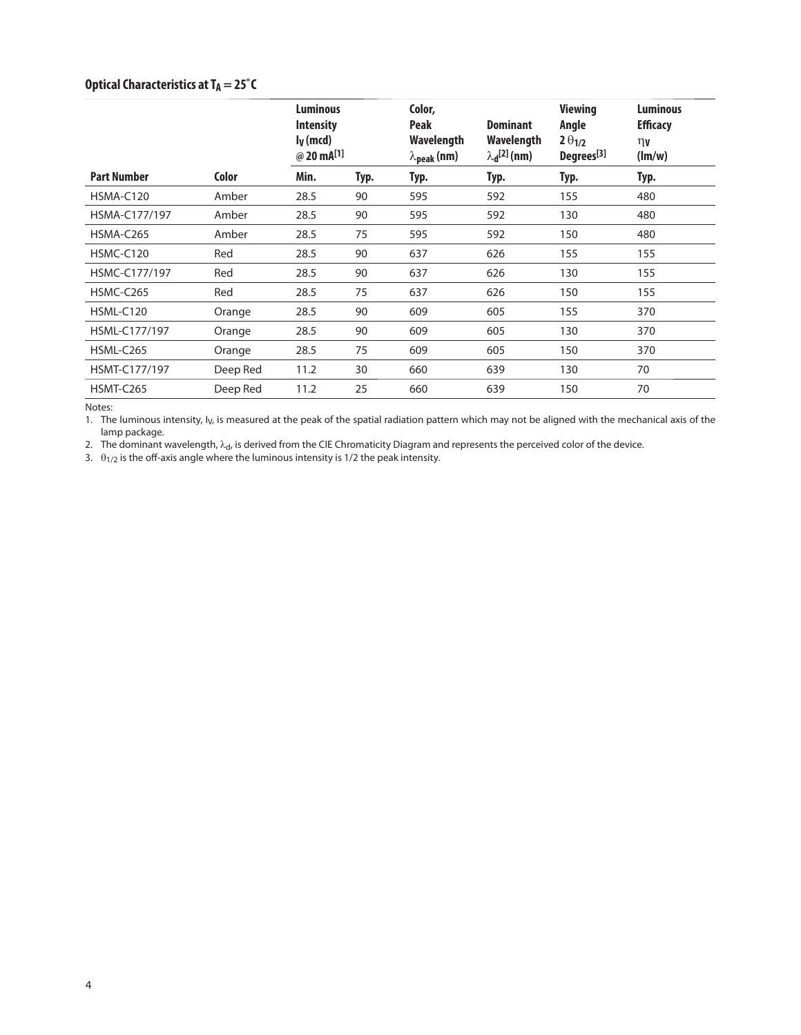### Optical Characteristics at $T_A = 25^{\circ}C$

| Part Number | Color | Luminous Intensity $I_V$ (mcd) @ 20 mA[1] | | Color, Peak Wavelength $\lambda_{peak}$ (nm) | Dominant Wavelength $\lambda_d$[2] (nm) | Viewing Angle $2\theta_{1/2}$ Degrees[3] | Luminous Efficacy $\eta_V$ (lm/w) |
|---|---|---|---|---|---|---|---|
| | | Min. | Typ. | Typ. | Typ. | Typ. | Typ. |
| HSMA-C120 | Amber | 28.5 | 90 | 595 | 592 | 155 | 480 |
| HSMA-C177/197 | Amber | 28.5 | 90 | 595 | 592 | 130 | 480 |
| HSMA-C265 | Amber | 28.5 | 75 | 595 | 592 | 150 | 480 |
| HSMC-C120 | Red | 28.5 | 90 | 637 | 626 | 155 | 155 |
| HSMC-C177/197 | Red | 28.5 | 90 | 637 | 626 | 130 | 155 |
| HSMC-C265 | Red | 28.5 | 75 | 637 | 626 | 150 | 155 |
| HSML-C120 | Orange | 28.5 | 90 | 609 | 605 | 155 | 370 |
| HSML-C177/197 | Orange | 28.5 | 90 | 609 | 605 | 130 | 370 |
| HSML-C265 | Orange | 28.5 | 75 | 609 | 605 | 150 | 370 |
| HSMT-C177/197 | Deep Red | 11.2 | 30 | 660 | 639 | 130 | 70 |
| HSMT-C265 | Deep Red | 11.2 | 25 | 660 | 639 | 150 | 70 |

Notes:

1. The luminous intensity, $I_V$, is measured at the peak of the spatial radiation pattern which may not be aligned with the mechanical axis of the lamp package.
2. The dominant wavelength, $\lambda_d$, is derived from the CIE Chromaticity Diagram and represents the perceived color of the device.
3. $\theta_{1/2}$ is the off-axis angle where the luminous intensity is 1/2 the peak intensity.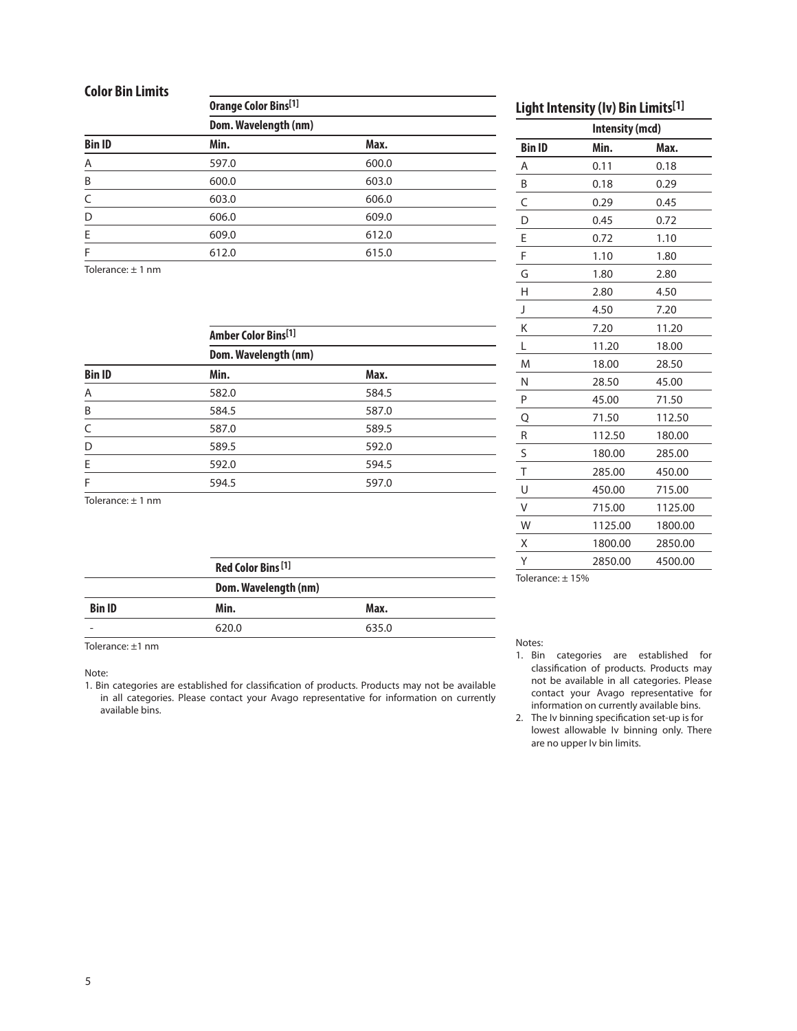## Color Bin Limits

| | Orange Color Bins[1] | |
|---|---|---|
| | Dom. Wavelength (nm) | |
| **Bin ID** | **Min.** | **Max.** |
| A | 597.0 | 600.0 |
| B | 600.0 | 603.0 |
| C | 603.0 | 606.0 |
| D | 606.0 | 609.0 |
| E | 609.0 | 612.0 |
| F | 612.0 | 615.0 |

Tolerance: ± 1 nm

| | Amber Color Bins[1] | |
|---|---|---|
| | Dom. Wavelength (nm) | |
| **Bin ID** | **Min.** | **Max.** |
| A | 582.0 | 584.5 |
| B | 584.5 | 587.0 |
| C | 587.0 | 589.5 |
| D | 589.5 | 592.0 |
| E | 592.0 | 594.5 |
| F | 594.5 | 597.0 |

Tolerance: ± 1 nm

| | Red Color Bins[1] | |
|---|---|---|
| | Dom. Wavelength (nm) | |
| **Bin ID** | **Min.** | **Max.** |
| - | 620.0 | 635.0 |

Tolerance: ±1 nm

Note:

1. Bin categories are established for classification of products. Products may not be available in all categories. Please contact your Avago representative for information on currently available bins.

## Light Intensity (Iv) Bin Limits[1]

| | Intensity (mcd) | |
|---|---|---|
| **Bin ID** | **Min.** | **Max.** |
| A | 0.11 | 0.18 |
| B | 0.18 | 0.29 |
| C | 0.29 | 0.45 |
| D | 0.45 | 0.72 |
| E | 0.72 | 1.10 |
| F | 1.10 | 1.80 |
| G | 1.80 | 2.80 |
| H | 2.80 | 4.50 |
| J | 4.50 | 7.20 |
| K | 7.20 | 11.20 |
| L | 11.20 | 18.00 |
| M | 18.00 | 28.50 |
| N | 28.50 | 45.00 |
| P | 45.00 | 71.50 |
| Q | 71.50 | 112.50 |
| R | 112.50 | 180.00 |
| S | 180.00 | 285.00 |
| T | 285.00 | 450.00 |
| U | 450.00 | 715.00 |
| V | 715.00 | 1125.00 |
| W | 1125.00 | 1800.00 |
| X | 1800.00 | 2850.00 |
| Y | 2850.00 | 4500.00 |

Tolerance: ± 15%

Notes:

1. Bin categories are established for classification of products. Products may not be available in all categories. Please contact your Avago representative for information on currently available bins.
2. The Iv binning specification set-up is for lowest allowable Iv binning only. There are no upper Iv bin limits.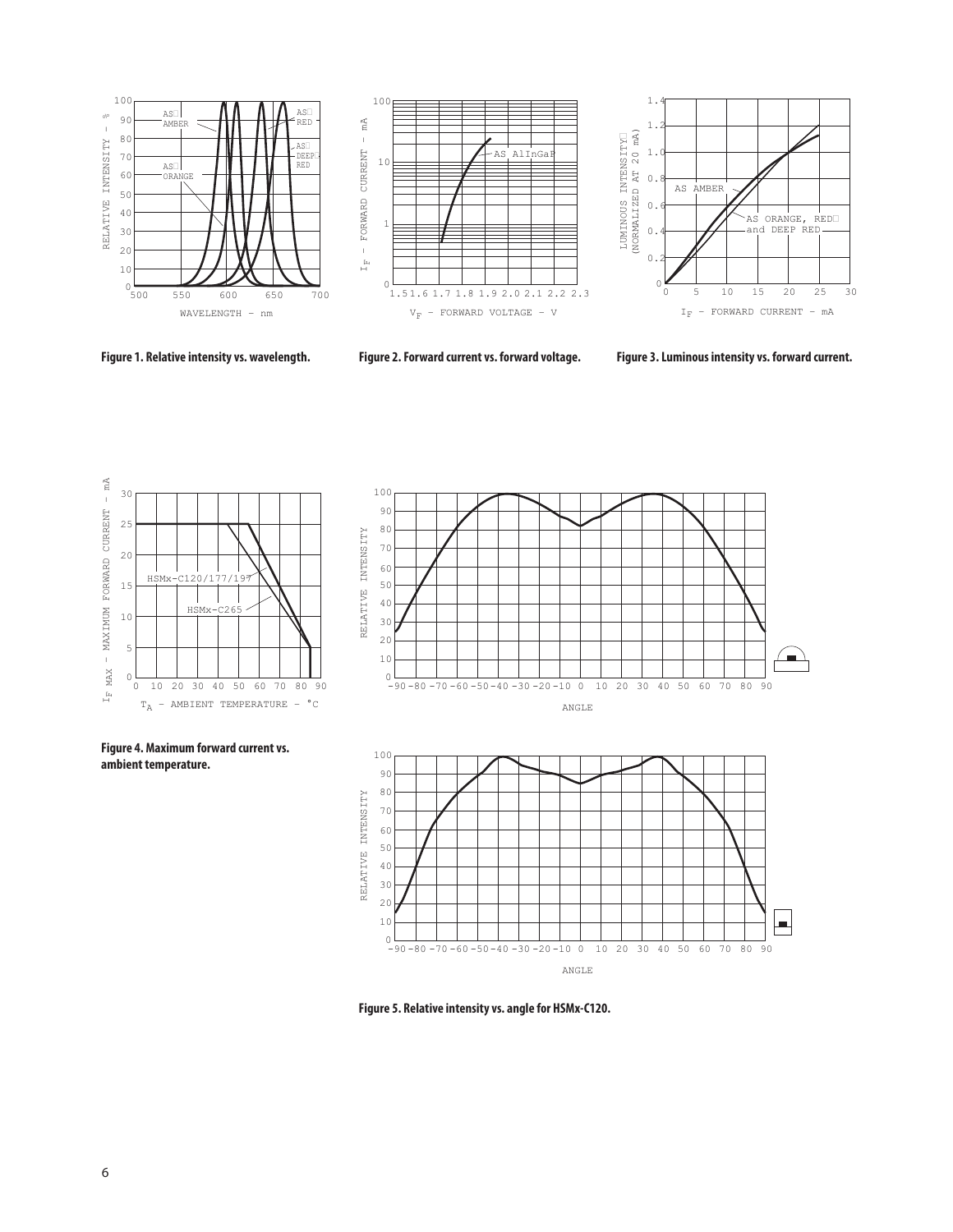Figure 1. Relative intensity vs. wavelength.

Figure 2. Forward current vs. forward voltage.

Figure 3. Luminous intensity vs. forward current.

Figure 4. Maximum forward current vs. ambient temperature.

Figure 5. Relative intensity vs. angle for HSMx-C120.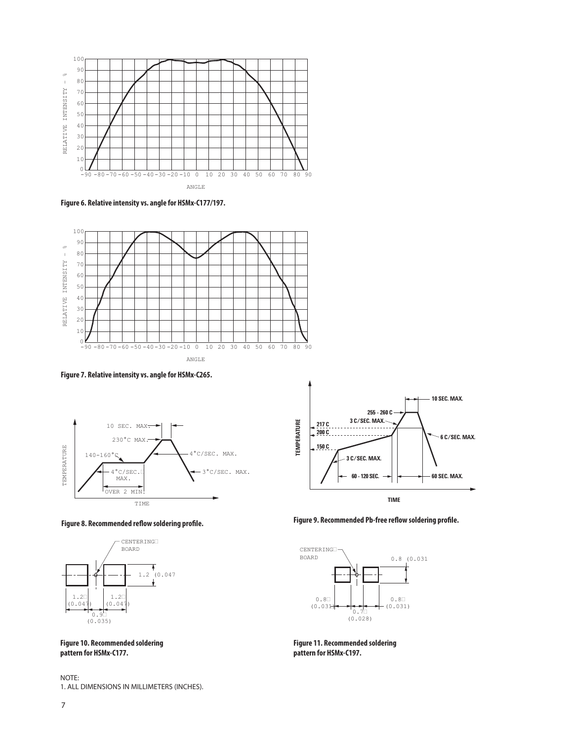Figure 6. Relative intensity vs. angle for HSMx-C177/197.

Figure 7. Relative intensity vs. angle for HSMx-C265.

Figure 8. Recommended reflow soldering profile.

Figure 9. Recommended Pb-free reflow soldering profile.

Figure 10. Recommended soldering pattern for HSMx-C177.

Figure 11. Recommended soldering pattern for HSMx-C197.

NOTE:
1. ALL DIMENSIONS IN MILLIMETERS (INCHES).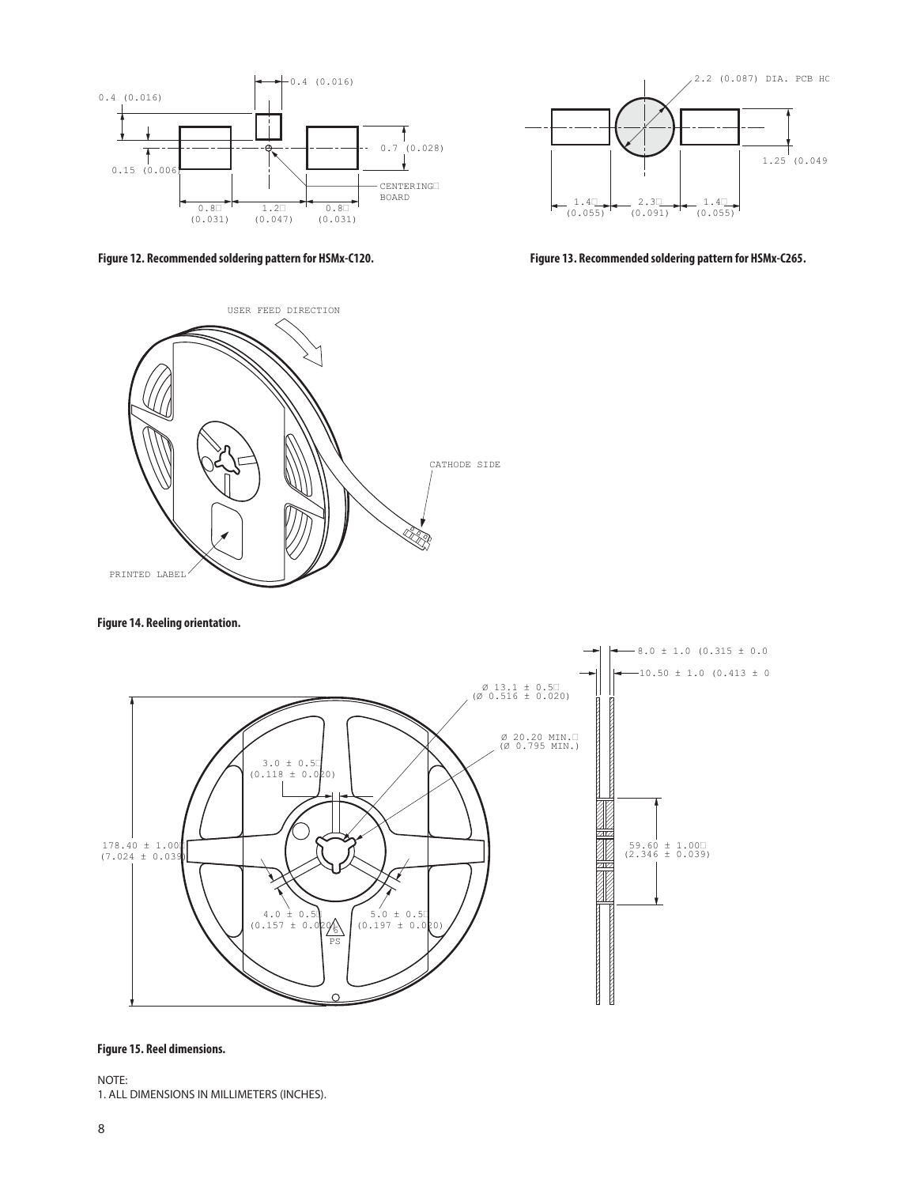Figure 12. Recommended soldering pattern for HSMx-C120.

Figure 13. Recommended soldering pattern for HSMx-C265.

Figure 14. Reeling orientation.

Figure 15. Reel dimensions.

NOTE:
1. ALL DIMENSIONS IN MILLIMETERS (INCHES).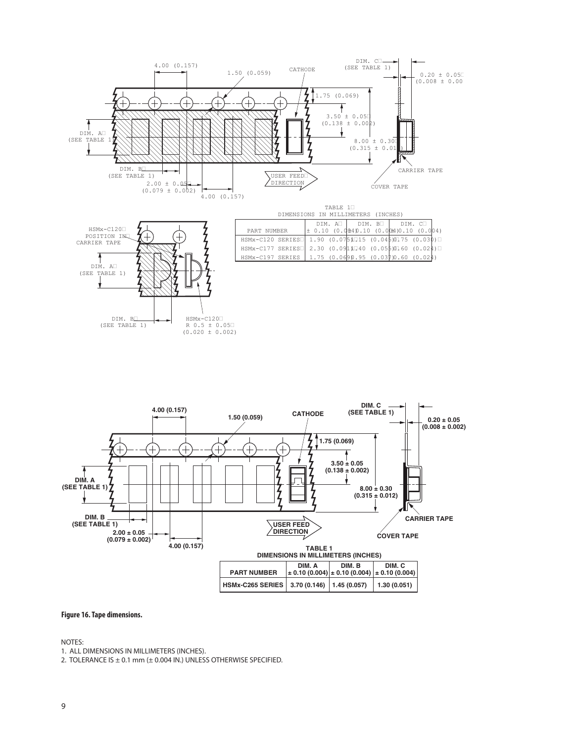TABLE 1
DIMENSIONS IN MILLIMETERS (INCHES)

| PART NUMBER | DIM. A ± 0.10 (0.004) | DIM. B ± 0.10 (0.004) | DIM. C ± 0.10 (0.004) |
|---|---|---|---|
| HSMx-C120 SERIES | 1.90 (0.075) | 1.15 (0.045) | 0.75 (0.030) |
| HSMx-C177 SERIES | 2.30 (0.091) | 1.40 (0.055) | 0.60 (0.024) |
| HSMx-C197 SERIES | 1.75 (0.069) | 0.95 (0.037) | 0.60 (0.024) |

TABLE 1
DIMENSIONS IN MILLIMETERS (INCHES)

| PART NUMBER | DIM. A ± 0.10 (0.004) | DIM. B ± 0.10 (0.004) | DIM. C ± 0.10 (0.004) |
|---|---|---|---|
| HSMx-C265 SERIES | 3.70 (0.146) | 1.45 (0.057) | 1.30 (0.051) |

**Figure 16. Tape dimensions.**

NOTES:
1. ALL DIMENSIONS IN MILLIMETERS (INCHES).
2. TOLERANCE IS ± 0.1 mm (± 0.004 IN.) UNLESS OTHERWISE SPECIFIED.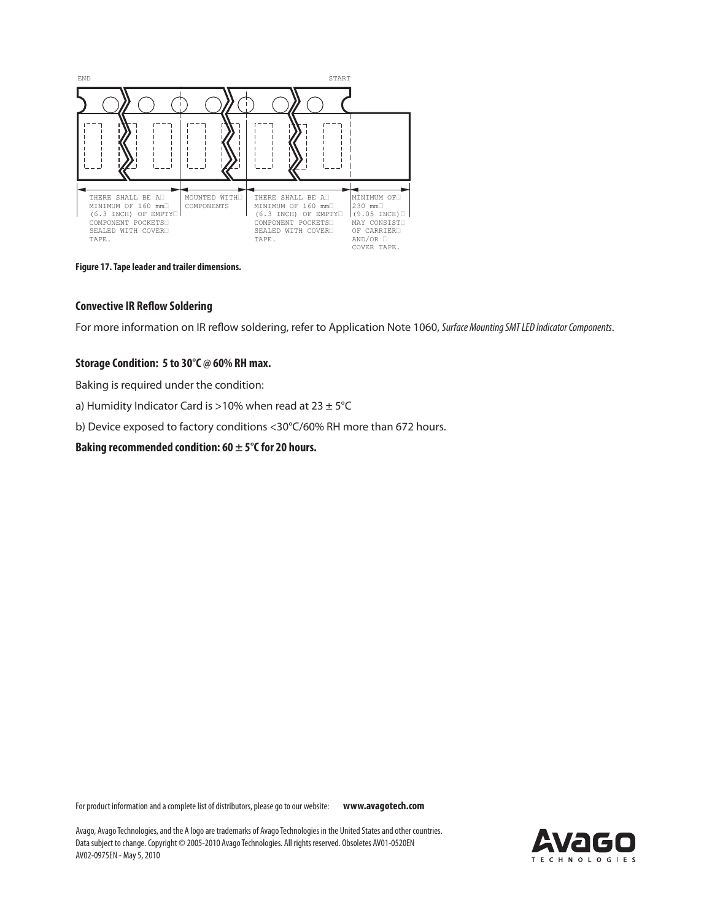END

START

THERE SHALL BE A MINIMUM OF 160 mm (6.3 INCH) OF EMPTY COMPONENT POCKETS SEALED WITH COVER TAPE.

MOUNTED WITH COMPONENTS

THERE SHALL BE A MINIMUM OF 160 mm (6.3 INCH) OF EMPTY COMPONENT POCKETS SEALED WITH COVER TAPE.

MINIMUM OF 230 mm (9.05 INCH) MAY CONSIST OF CARRIER AND/OR COVER TAPE.

**Figure 17. Tape leader and trailer dimensions.**

## Convective IR Reflow Soldering

For more information on IR reflow soldering, refer to Application Note 1060, *Surface Mounting SMT LED Indicator Components*.

## Storage Condition: 5 to 30°C @ 60% RH max.

Baking is required under the condition:

a) Humidity Indicator Card is >10% when read at 23 ± 5°C

b) Device exposed to factory conditions <30°C/60% RH more than 672 hours.

**Baking recommended condition: 60 ± 5°C for 20 hours.**

For product information and a complete list of distributors, please go to our website: **www.avagotech.com**

Avago, Avago Technologies, and the A logo are trademarks of Avago Technologies in the United States and other countries.
Data subject to change. Copyright © 2005-2010 Avago Technologies. All rights reserved. Obsoletes AV01-0520EN
AV02-0975EN - May 5, 2010